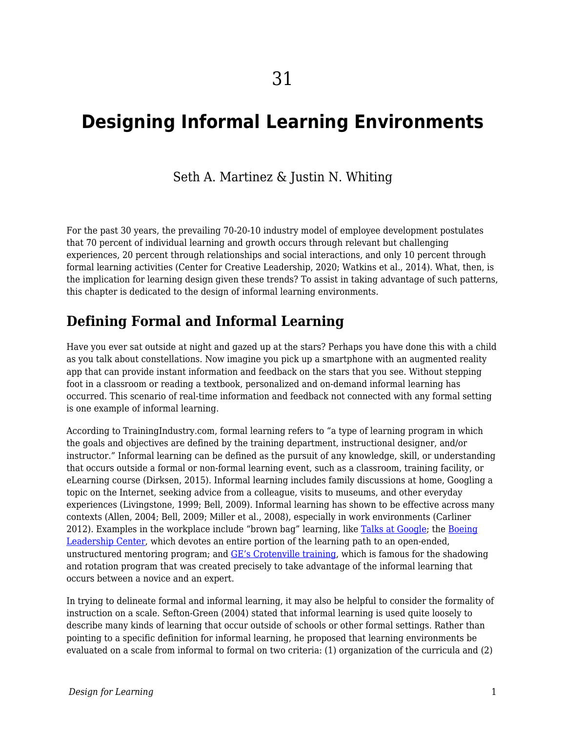# Designing Informal Learning Environments

Seth A. Martinez & Justin N. Whiting

For the past 30 years, the prevailing 70-20-10 industry model of employee development postulates that 70 percent of individual learning and growth occurs through relevant but challenging experiences, 20 percent through relationships and social interactions, and only 10 percent through formal learning activities (Center for Creative Leadership, 2020; Watkins et al., 2014). What, then, is the implication for learning design given these trends? To assist in taking advantage of such patterns, this chapter is dedicated to the design of informal learning environments.

## Defining Formal and Informal Learning

Have you ever sat outside at night and gazed up at the stars? Perhaps you have done this with a child as you talk about constellations. Now imagine you pick up a smartphone with an augmented reality app that can provide instant information and feedback on the stars that you see. Without stepping foot in a classroom or reading a textbook, personalized and on-demand informal learning has occurred. This scenario of real-time information and feedback not connected with any formal setting is one example of informal learning.

According to TrainingIndustry.com, formal learning refers to "a type of learning program in which the goals and objectives are defined by the training department, instructional designer, and/or instructor." Informal learning can be defined as the pursuit of any knowledge, skill, or understanding that occurs outside a formal or non-formal learning event, such as a classroom, training facility, or eLearning course (Dirksen, 2015). Informal learning includes family discussions at home, Googling a topic on the Internet, seeking advice from a colleague, visits to museums, and other everyday experiences (Livingstone, 1999; Bell, 2009). Informal learning has shown to be effective across many contexts (Allen, 2004; Bell, 2009; Miller et al., 2008), especially in work environments (Carliner 2012). Examples in the workplace include "brown bag" learning, like Talks at Google; the Boeing Leadership Center, which devotes an entire portion of the learning path to an open-ended, unstructured mentoring program; and GE's Crotenville training, which is famous for the shadowing and rotation program that was created precisely to take advantage of the informal learning that occurs between a novice and an expert.

In trying to delineate formal and informal learning, it may also be helpful to consider the formality of instruction on a scale. Sefton-Green (2004) stated that informal learning is used quite loosely to describe many kinds of learning that occur outside of schools or other formal settings. Rather than pointing to a specific definition for informal learning, he proposed that learning environments be evaluated on a scale from informal to formal on two criteria: (1) organization of the curricula and (2)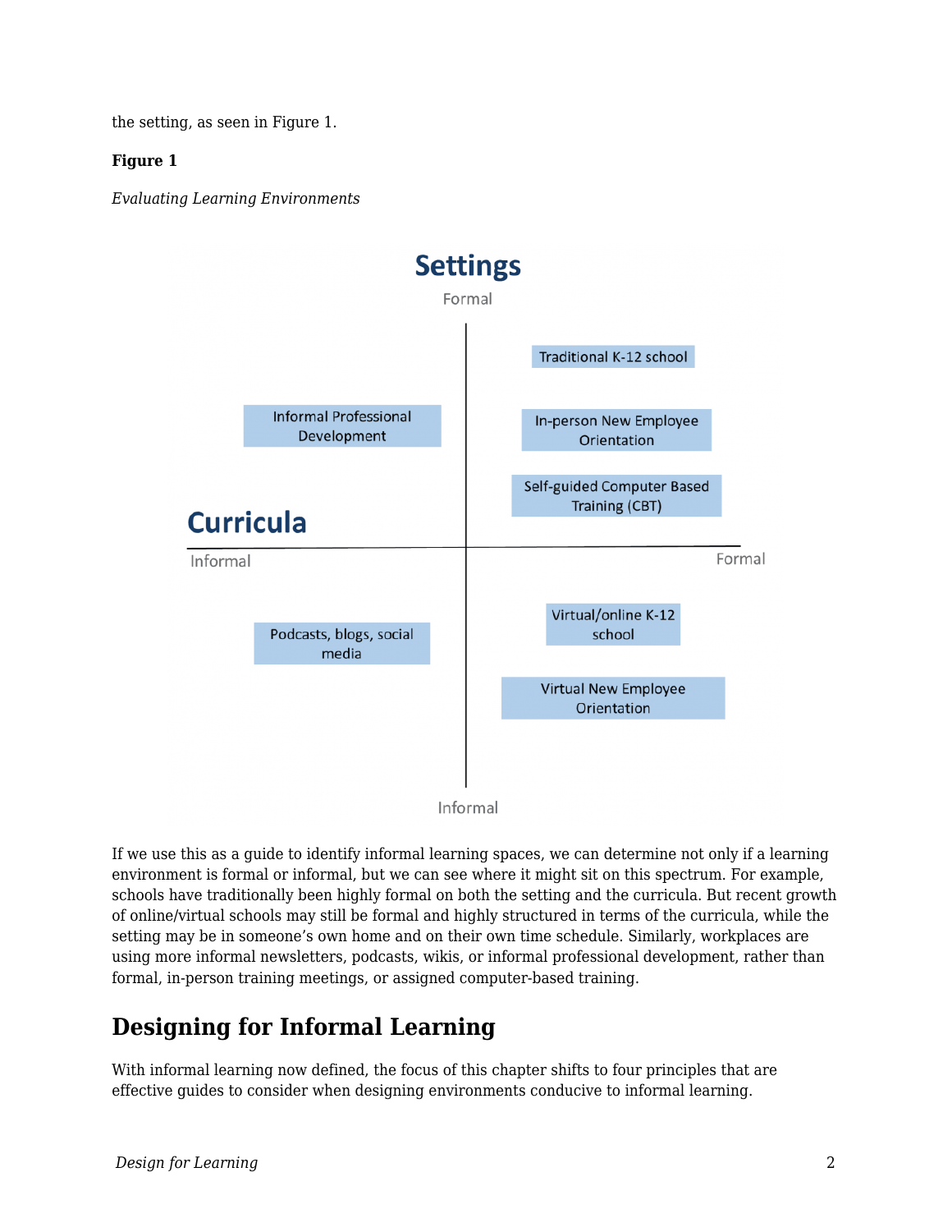the setting, as seen in Figure 1.

**Figure 1**

*Evaluating Learning Environments*

If we use this as a guide to identify informal learning spaces, we can determine not only if a learning environment is formal or informal, but we can see where it might sit on this spectrum. For example, schools have traditionally been highly formal on both the setting and the curricula. But recent growth of online/virtual schools may still be formal and highly structured in terms of the curricula, while the setting may be in someone's own home and on their own time schedule. Similarly, workplaces are using more informal newsletters, podcasts, wikis, or informal professional development, rather than formal, in-person training meetings, or assigned computer-based training.

## Designing for Informal Learning

With informal learning now defined, the focus of this chapter shifts to four principles that are effective guides to consider when designing environments conducive to informal learning.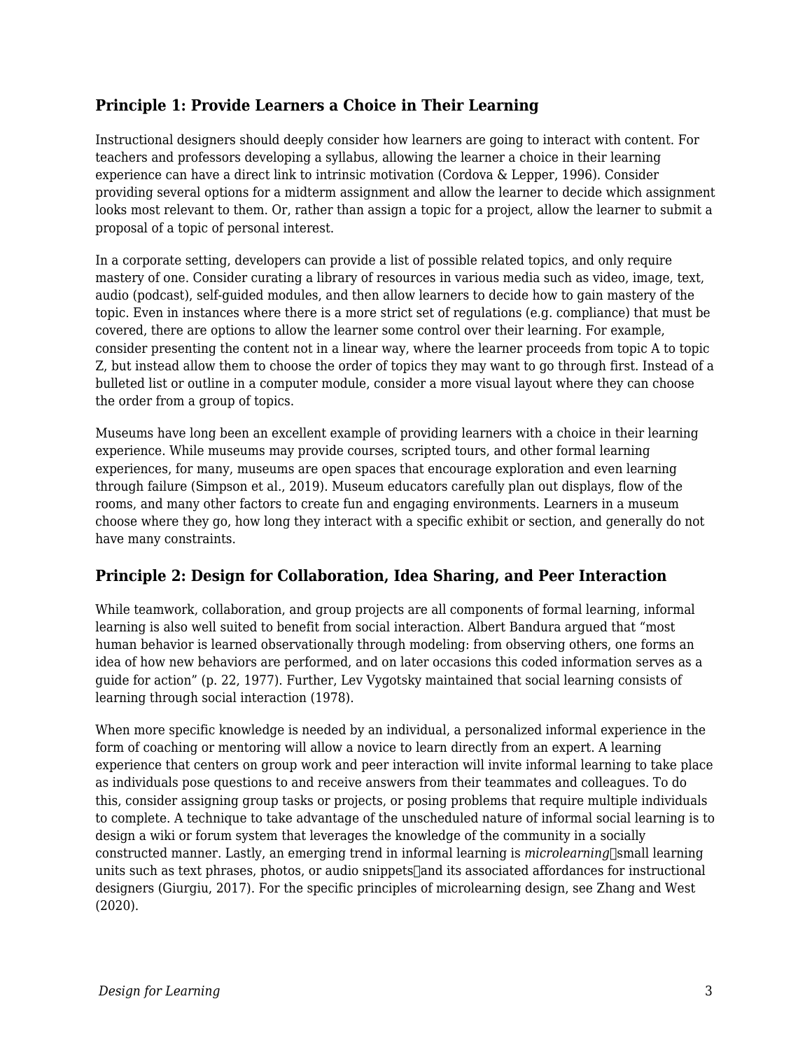## Principle 1: Provide Learners a Choice in Their Learning

Instructional designers should deeply consider how learners are going to interact with content. For teachers and professors developing a syllabus, allowing the learner a choice in their learning experience can have a direct link to intrinsic motivation (Cordova & Lepper, 1996). Consider providing several options for a midterm assignment and allow the learner to decide which assignment looks most relevant to them. Or, rather than assign a topic for a project, allow the learner to submit a proposal of a topic of personal interest.

In a corporate setting, developers can provide a list of possible related topics, and only require mastery of one. Consider curating a library of resources in various media such as video, image, text, audio (podcast), self-guided modules, and then allow learners to decide how to gain mastery of the topic. Even in instances where there is a more strict set of regulations (e.g. compliance) that must be covered, there are options to allow the learner some control over their learning. For example, consider presenting the content not in a linear way, where the learner proceeds from topic A to topic Z, but instead allow them to choose the order of topics they may want to go through first. Instead of a bulleted list or outline in a computer module, consider a more visual layout where they can choose the order from a group of topics.

Museums have long been an excellent example of providing learners with a choice in their learning experience. While museums may provide courses, scripted tours, and other formal learning experiences, for many, museums are open spaces that encourage exploration and even learning through failure (Simpson et al., 2019). Museum educators carefully plan out displays, flow of the rooms, and many other factors to create fun and engaging environments. Learners in a museum choose where they go, how long they interact with a specific exhibit or section, and generally do not have many constraints.

## Principle 2: Design for Collaboration, Idea Sharing, and Peer Interaction

While teamwork, collaboration, and group projects are all components of formal learning, informal learning is also well suited to benefit from social interaction. Albert Bandura argued that "most human behavior is learned observationally through modeling: from observing others, one forms an idea of how new behaviors are performed, and on later occasions this coded information serves as a guide for action" (p. 22, 1977). Further, Lev Vygotsky maintained that social learning consists of learning through social interaction (1978).

When more specific knowledge is needed by an individual, a personalized informal experience in the form of coaching or mentoring will allow a novice to learn directly from an expert. A learning experience that centers on group work and peer interaction will invite informal learning to take place as individuals pose questions to and receive answers from their teammates and colleagues. To do this, consider assigning group tasks or projects, or posing problems that require multiple individuals to complete. A technique to take advantage of the unscheduled nature of informal social learning is to design a wiki or forum system that leverages the knowledge of the community in a socially constructed manner. Lastly, an emerging trend in informal learning is *microlearning*—small learning units such as text phrases, photos, or audio snippets—and its associated affordances for instructional designers (Giurgiu, 2017). For the specific principles of microlearning design, see Zhang and West (2020).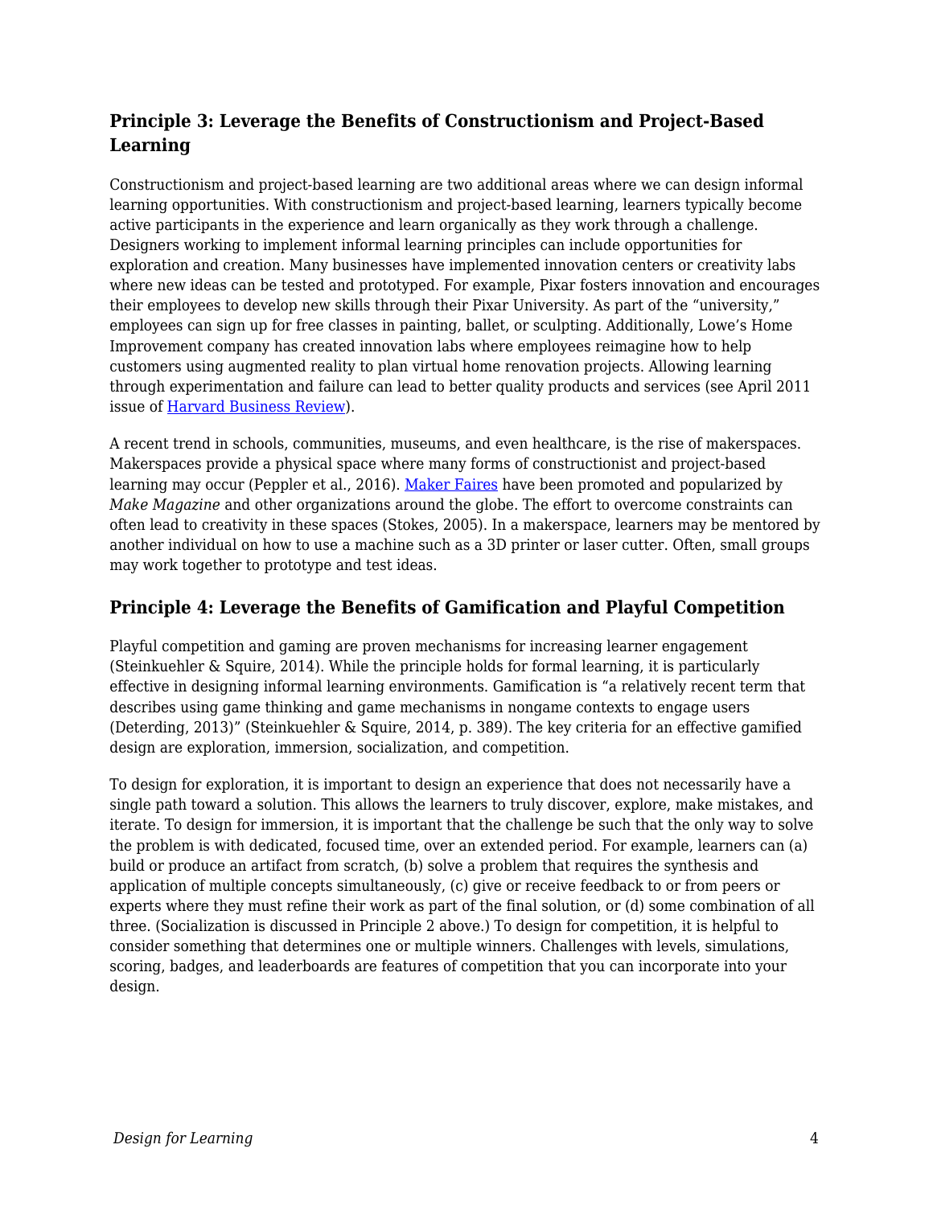## Principle 3: Leverage the Benefits of Constructionism and Project-Based Learning

Constructionism and project-based learning are two additional areas where we can design informal learning opportunities. With constructionism and project-based learning, learners typically become active participants in the experience and learn organically as they work through a challenge. Designers working to implement informal learning principles can include opportunities for exploration and creation. Many businesses have implemented innovation centers or creativity labs where new ideas can be tested and prototyped. For example, Pixar fosters innovation and encourages their employees to develop new skills through their Pixar University. As part of the "university," employees can sign up for free classes in painting, ballet, or sculpting. Additionally, Lowe's Home Improvement company has created innovation labs where employees reimagine how to help customers using augmented reality to plan virtual home renovation projects. Allowing learning through experimentation and failure can lead to better quality products and services (see April 2011 issue of [Harvard Business Review]).

A recent trend in schools, communities, museums, and even healthcare, is the rise of makerspaces. Makerspaces provide a physical space where many forms of constructionist and project-based learning may occur (Peppler et al., 2016). [Maker Faires] have been promoted and popularized by *Make Magazine* and other organizations around the globe. The effort to overcome constraints can often lead to creativity in these spaces (Stokes, 2005). In a makerspace, learners may be mentored by another individual on how to use a machine such as a 3D printer or laser cutter. Often, small groups may work together to prototype and test ideas.

## Principle 4: Leverage the Benefits of Gamification and Playful Competition

Playful competition and gaming are proven mechanisms for increasing learner engagement (Steinkuehler & Squire, 2014). While the principle holds for formal learning, it is particularly effective in designing informal learning environments. Gamification is "a relatively recent term that describes using game thinking and game mechanisms in nongame contexts to engage users (Deterding, 2013)" (Steinkuehler & Squire, 2014, p. 389). The key criteria for an effective gamified design are exploration, immersion, socialization, and competition.

To design for exploration, it is important to design an experience that does not necessarily have a single path toward a solution. This allows the learners to truly discover, explore, make mistakes, and iterate. To design for immersion, it is important that the challenge be such that the only way to solve the problem is with dedicated, focused time, over an extended period. For example, learners can (a) build or produce an artifact from scratch, (b) solve a problem that requires the synthesis and application of multiple concepts simultaneously, (c) give or receive feedback to or from peers or experts where they must refine their work as part of the final solution, or (d) some combination of all three. (Socialization is discussed in Principle 2 above.) To design for competition, it is helpful to consider something that determines one or multiple winners. Challenges with levels, simulations, scoring, badges, and leaderboards are features of competition that you can incorporate into your design.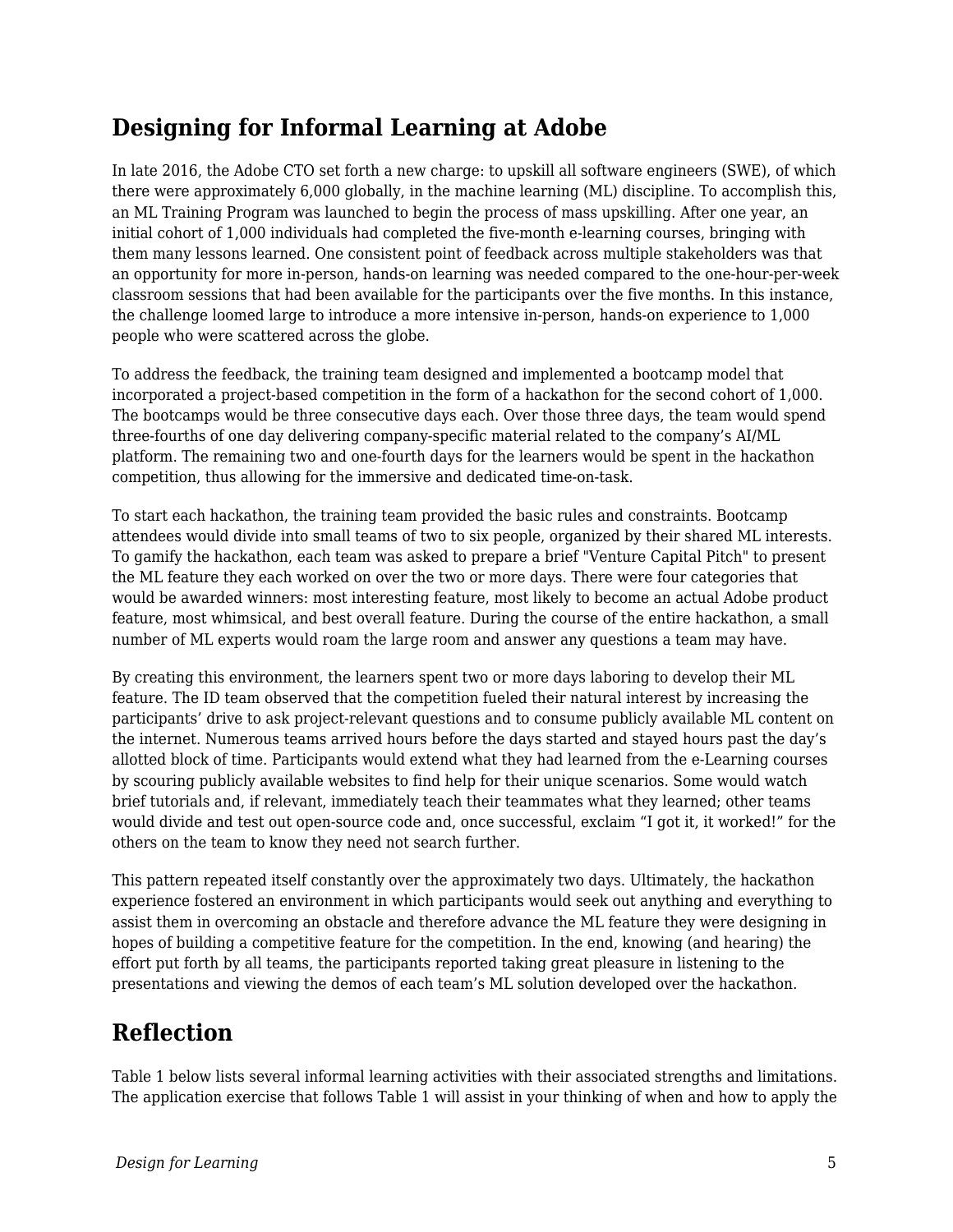## Designing for Informal Learning at Adobe

In late 2016, the Adobe CTO set forth a new charge: to upskill all software engineers (SWE), of which there were approximately 6,000 globally, in the machine learning (ML) discipline. To accomplish this, an ML Training Program was launched to begin the process of mass upskilling. After one year, an initial cohort of 1,000 individuals had completed the five-month e-learning courses, bringing with them many lessons learned. One consistent point of feedback across multiple stakeholders was that an opportunity for more in-person, hands-on learning was needed compared to the one-hour-per-week classroom sessions that had been available for the participants over the five months. In this instance, the challenge loomed large to introduce a more intensive in-person, hands-on experience to 1,000 people who were scattered across the globe.

To address the feedback, the training team designed and implemented a bootcamp model that incorporated a project-based competition in the form of a hackathon for the second cohort of 1,000. The bootcamps would be three consecutive days each. Over those three days, the team would spend three-fourths of one day delivering company-specific material related to the company's AI/ML platform. The remaining two and one-fourth days for the learners would be spent in the hackathon competition, thus allowing for the immersive and dedicated time-on-task.

To start each hackathon, the training team provided the basic rules and constraints. Bootcamp attendees would divide into small teams of two to six people, organized by their shared ML interests. To gamify the hackathon, each team was asked to prepare a brief "Venture Capital Pitch" to present the ML feature they each worked on over the two or more days. There were four categories that would be awarded winners: most interesting feature, most likely to become an actual Adobe product feature, most whimsical, and best overall feature. During the course of the entire hackathon, a small number of ML experts would roam the large room and answer any questions a team may have.

By creating this environment, the learners spent two or more days laboring to develop their ML feature. The ID team observed that the competition fueled their natural interest by increasing the participants' drive to ask project-relevant questions and to consume publicly available ML content on the internet. Numerous teams arrived hours before the days started and stayed hours past the day's allotted block of time. Participants would extend what they had learned from the e-Learning courses by scouring publicly available websites to find help for their unique scenarios. Some would watch brief tutorials and, if relevant, immediately teach their teammates what they learned; other teams would divide and test out open-source code and, once successful, exclaim "I got it, it worked!" for the others on the team to know they need not search further.

This pattern repeated itself constantly over the approximately two days. Ultimately, the hackathon experience fostered an environment in which participants would seek out anything and everything to assist them in overcoming an obstacle and therefore advance the ML feature they were designing in hopes of building a competitive feature for the competition. In the end, knowing (and hearing) the effort put forth by all teams, the participants reported taking great pleasure in listening to the presentations and viewing the demos of each team's ML solution developed over the hackathon.

## Reflection

Table 1 below lists several informal learning activities with their associated strengths and limitations. The application exercise that follows Table 1 will assist in your thinking of when and how to apply the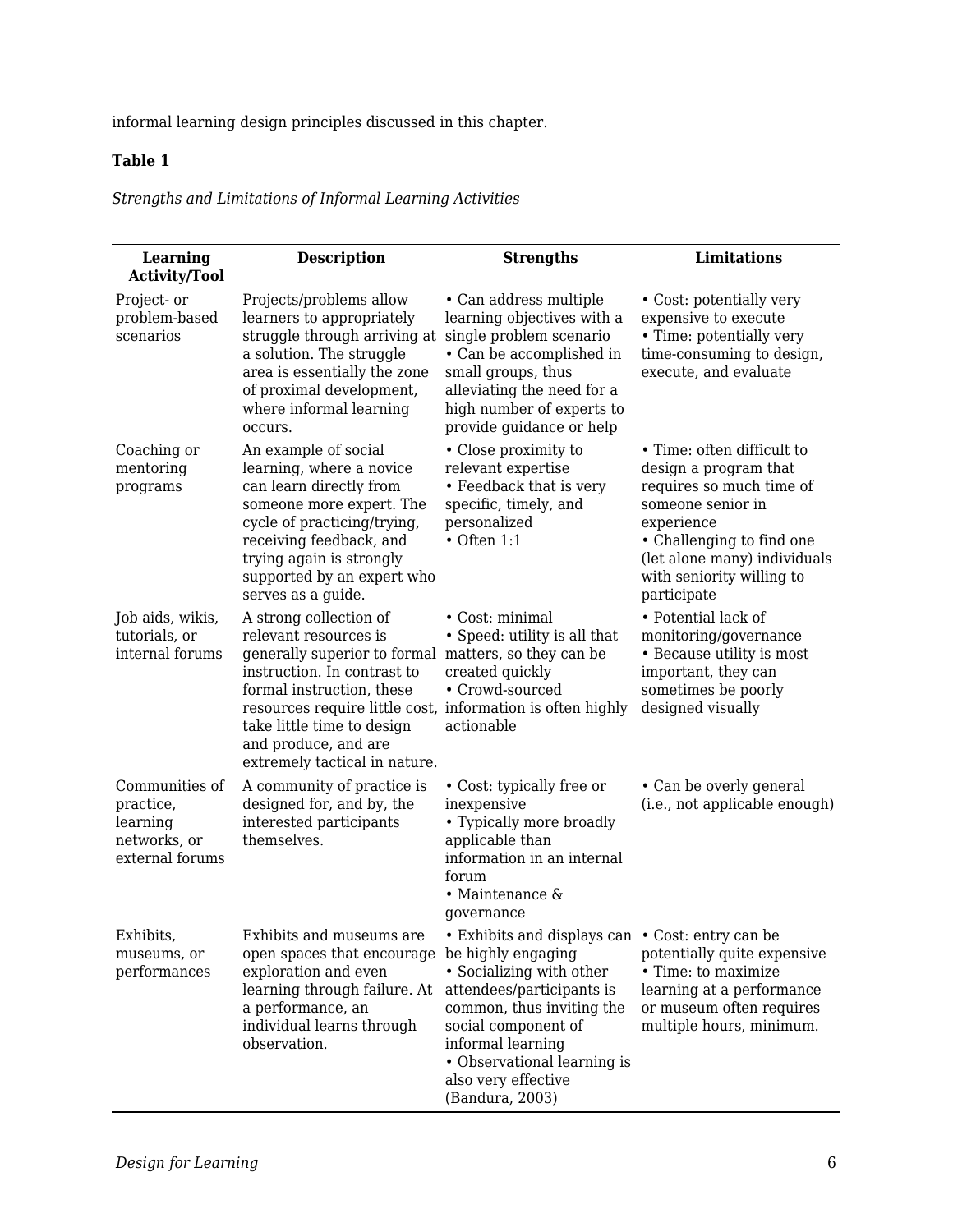informal learning design principles discussed in this chapter.

**Table 1**

*Strengths and Limitations of Informal Learning Activities*

| Learning Activity/Tool | Description | Strengths | Limitations |
| --- | --- | --- | --- |
| Project- or problem-based scenarios | Projects/problems allow learners to appropriately struggle through arriving at a solution. The struggle area is essentially the zone of proximal development, where informal learning occurs. | • Can address multiple learning objectives with a single problem scenario<br>• Can be accomplished in small groups, thus alleviating the need for a high number of experts to provide guidance or help | • Cost: potentially very expensive to execute<br>• Time: potentially very time-consuming to design, execute, and evaluate |
| Coaching or mentoring programs | An example of social learning, where a novice can learn directly from someone more expert. The cycle of practicing/trying, receiving feedback, and trying again is strongly supported by an expert who serves as a guide. | • Close proximity to relevant expertise<br>• Feedback that is very specific, timely, and personalized<br>• Often 1:1 | • Time: often difficult to design a program that requires so much time of someone senior in experience<br>• Challenging to find one (let alone many) individuals with seniority willing to participate |
| Job aids, wikis, tutorials, or internal forums | A strong collection of relevant resources is generally superior to formal instruction. In contrast to formal instruction, these resources require little cost, take little time to design and produce, and are extremely tactical in nature. | • Cost: minimal<br>• Speed: utility is all that matters, so they can be created quickly<br>• Crowd-sourced information is often highly actionable | • Potential lack of monitoring/governance<br>• Because utility is most important, they can sometimes be poorly designed visually |
| Communities of practice, learning networks, or external forums | A community of practice is designed for, and by, the interested participants themselves. | • Cost: typically free or inexpensive<br>• Typically more broadly applicable than information in an internal forum<br>• Maintenance & governance | • Can be overly general (i.e., not applicable enough) |
| Exhibits, museums, or performances | Exhibits and museums are open spaces that encourage exploration and even learning through failure. At a performance, an individual learns through observation. | • Exhibits and displays can be highly engaging<br>• Socializing with other attendees/participants is common, thus inviting the social component of informal learning<br>• Observational learning is also very effective (Bandura, 2003) | • Cost: entry can be potentially quite expensive<br>• Time: to maximize learning at a performance or museum often requires multiple hours, minimum. |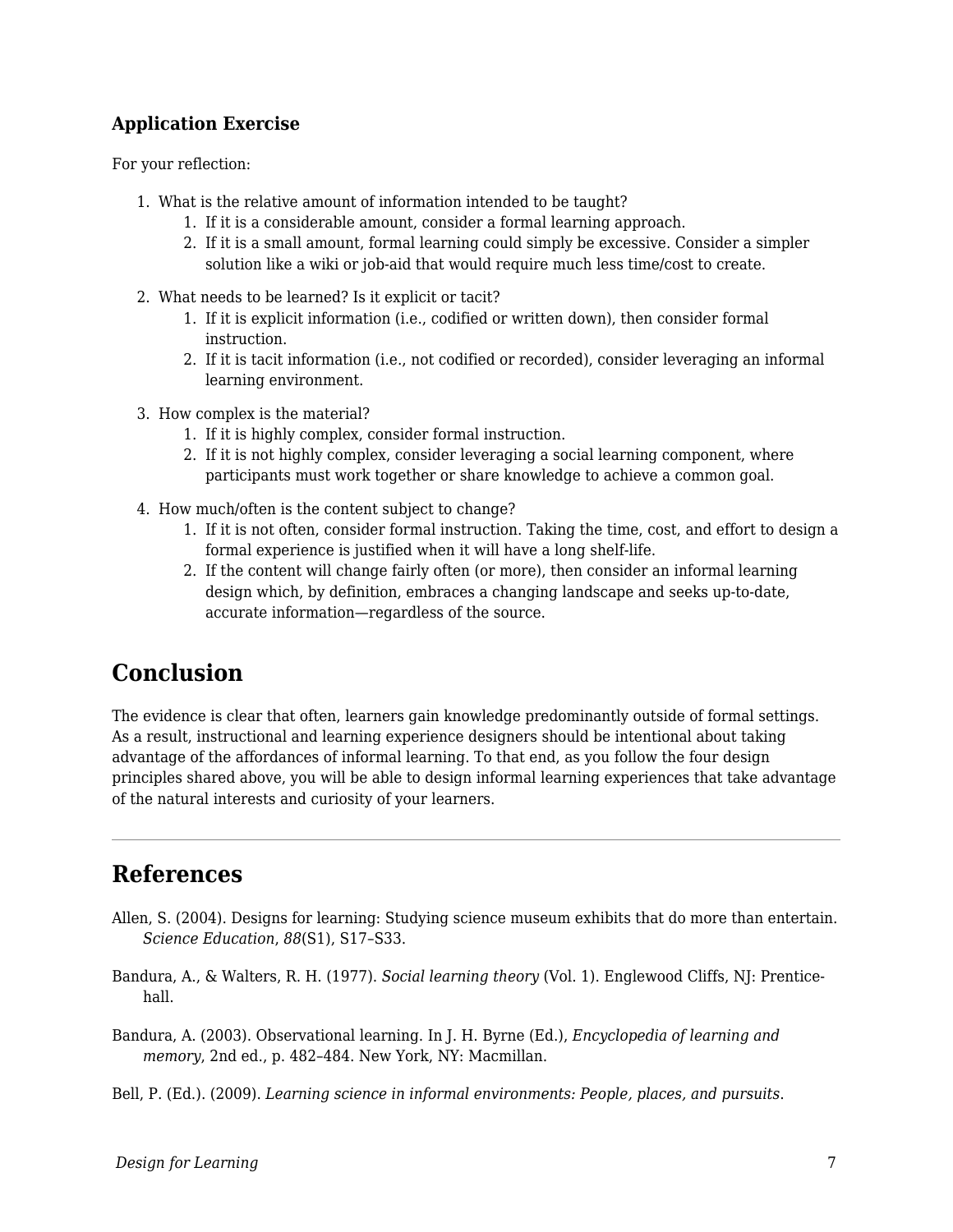### Application Exercise

For your reflection:

1. What is the relative amount of information intended to be taught?
    1. If it is a considerable amount, consider a formal learning approach.
    2. If it is a small amount, formal learning could simply be excessive. Consider a simpler solution like a wiki or job-aid that would require much less time/cost to create.
2. What needs to be learned? Is it explicit or tacit?
    1. If it is explicit information (i.e., codified or written down), then consider formal instruction.
    2. If it is tacit information (i.e., not codified or recorded), consider leveraging an informal learning environment.
3. How complex is the material?
    1. If it is highly complex, consider formal instruction.
    2. If it is not highly complex, consider leveraging a social learning component, where participants must work together or share knowledge to achieve a common goal.
4. How much/often is the content subject to change?
    1. If it is not often, consider formal instruction. Taking the time, cost, and effort to design a formal experience is justified when it will have a long shelf-life.
    2. If the content will change fairly often (or more), then consider an informal learning design which, by definition, embraces a changing landscape and seeks up-to-date, accurate information—regardless of the source.

## Conclusion

The evidence is clear that often, learners gain knowledge predominantly outside of formal settings. As a result, instructional and learning experience designers should be intentional about taking advantage of the affordances of informal learning. To that end, as you follow the four design principles shared above, you will be able to design informal learning experiences that take advantage of the natural interests and curiosity of your learners.

---

## References

Allen, S. (2004). Designs for learning: Studying science museum exhibits that do more than entertain. *Science Education*, *88*(S1), S17–S33.

Bandura, A., & Walters, R. H. (1977). *Social learning theory* (Vol. 1). Englewood Cliffs, NJ: Prentice-hall.

Bandura, A. (2003). Observational learning. In J. H. Byrne (Ed.), *Encyclopedia of learning and memory*, 2nd ed., p. 482–484. New York, NY: Macmillan.

Bell, P. (Ed.). (2009). *Learning science in informal environments: People, places, and pursuits*.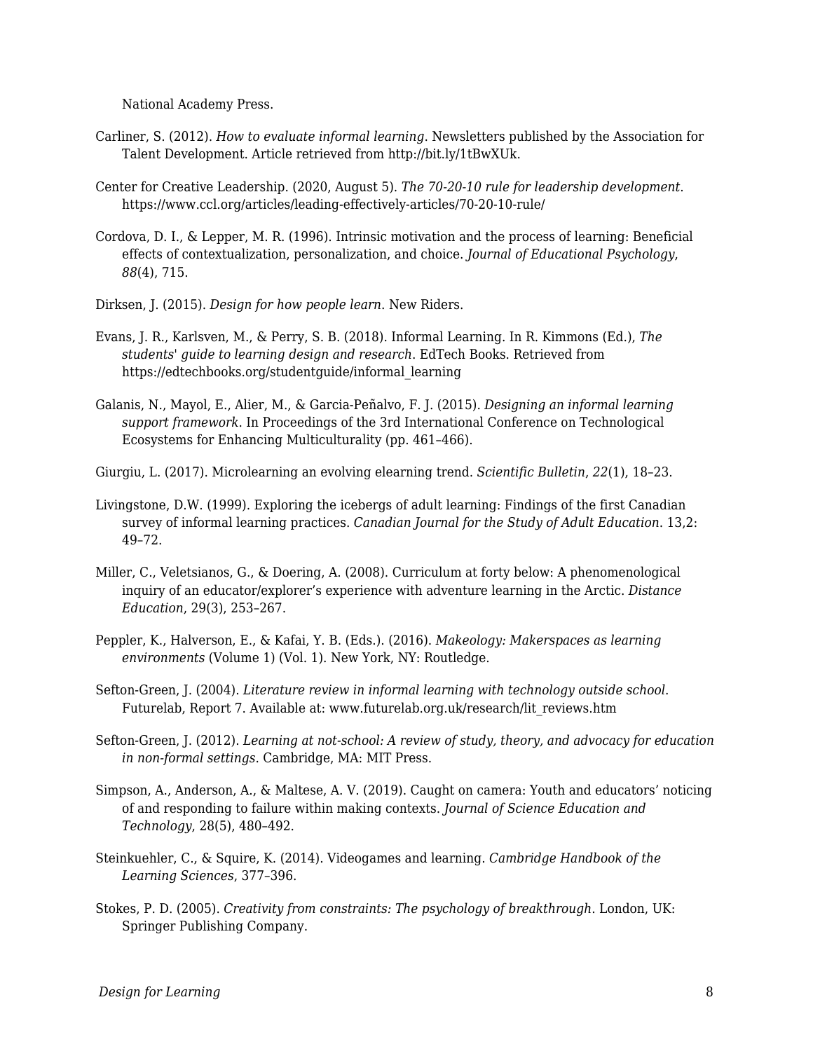National Academy Press.

Carliner, S. (2012). *How to evaluate informal learning*. Newsletters published by the Association for Talent Development. Article retrieved from http://bit.ly/1tBwXUk.

Center for Creative Leadership. (2020, August 5). *The 70-20-10 rule for leadership development*. https://www.ccl.org/articles/leading-effectively-articles/70-20-10-rule/

Cordova, D. I., & Lepper, M. R. (1996). Intrinsic motivation and the process of learning: Beneficial effects of contextualization, personalization, and choice. *Journal of Educational Psychology*, *88*(4), 715.

Dirksen, J. (2015). *Design for how people learn*. New Riders.

Evans, J. R., Karlsven, M., & Perry, S. B. (2018). Informal Learning. In R. Kimmons (Ed.), *The students' guide to learning design and research*. EdTech Books. Retrieved from https://edtechbooks.org/studentguide/informal_learning

Galanis, N., Mayol, E., Alier, M., & Garcia-Peñalvo, F. J. (2015). *Designing an informal learning support framework*. In Proceedings of the 3rd International Conference on Technological Ecosystems for Enhancing Multiculturality (pp. 461–466).

Giurgiu, L. (2017). Microlearning an evolving elearning trend. *Scientific Bulletin*, *22*(1), 18–23.

Livingstone, D.W. (1999). Exploring the icebergs of adult learning: Findings of the first Canadian survey of informal learning practices. *Canadian Journal for the Study of Adult Education*. 13,2: 49–72.

Miller, C., Veletsianos, G., & Doering, A. (2008). Curriculum at forty below: A phenomenological inquiry of an educator/explorer's experience with adventure learning in the Arctic. *Distance Education*, 29(3), 253–267.

Peppler, K., Halverson, E., & Kafai, Y. B. (Eds.). (2016). *Makeology: Makerspaces as learning environments* (Volume 1) (Vol. 1). New York, NY: Routledge.

Sefton-Green, J. (2004). *Literature review in informal learning with technology outside school*. Futurelab, Report 7. Available at: www.futurelab.org.uk/research/lit_reviews.htm

Sefton-Green, J. (2012). *Learning at not-school: A review of study, theory, and advocacy for education in non-formal settings*. Cambridge, MA: MIT Press.

Simpson, A., Anderson, A., & Maltese, A. V. (2019). Caught on camera: Youth and educators' noticing of and responding to failure within making contexts. *Journal of Science Education and Technology*, 28(5), 480–492.

Steinkuehler, C., & Squire, K. (2014). Videogames and learning. *Cambridge Handbook of the Learning Sciences*, 377–396.

Stokes, P. D. (2005). *Creativity from constraints: The psychology of breakthrough*. London, UK: Springer Publishing Company.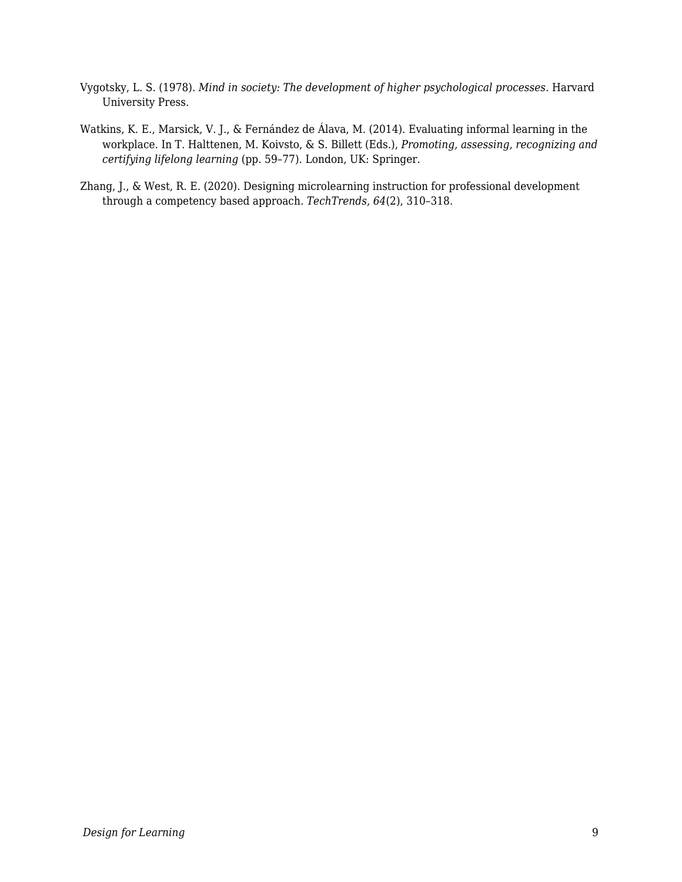Vygotsky, L. S. (1978). *Mind in society: The development of higher psychological processes*. Harvard University Press.

Watkins, K. E., Marsick, V. J., & Fernández de Álava, M. (2014). Evaluating informal learning in the workplace. In T. Halttenen, M. Koivsto, & S. Billett (Eds.), *Promoting, assessing, recognizing and certifying lifelong learning* (pp. 59–77). London, UK: Springer.

Zhang, J., & West, R. E. (2020). Designing microlearning instruction for professional development through a competency based approach. *TechTrends*, *64*(2), 310–318.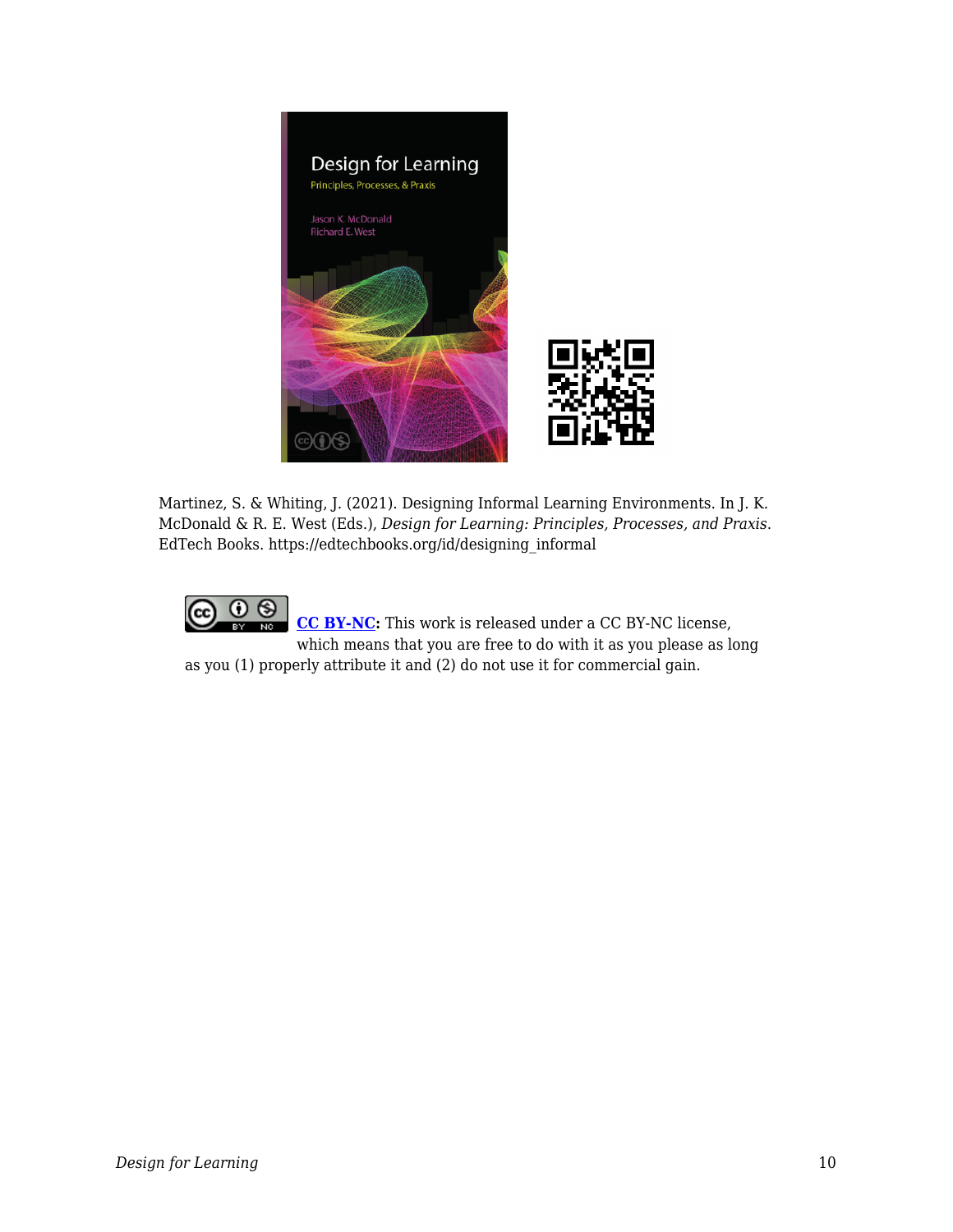Martinez, S. & Whiting, J. (2021). Designing Informal Learning Environments. In J. K. McDonald & R. E. West (Eds.), *Design for Learning: Principles, Processes, and Praxis*. EdTech Books. https://edtechbooks.org/id/designing_informal

**CC BY-NC:** This work is released under a CC BY-NC license, which means that you are free to do with it as you please as long as you (1) properly attribute it and (2) do not use it for commercial gain.